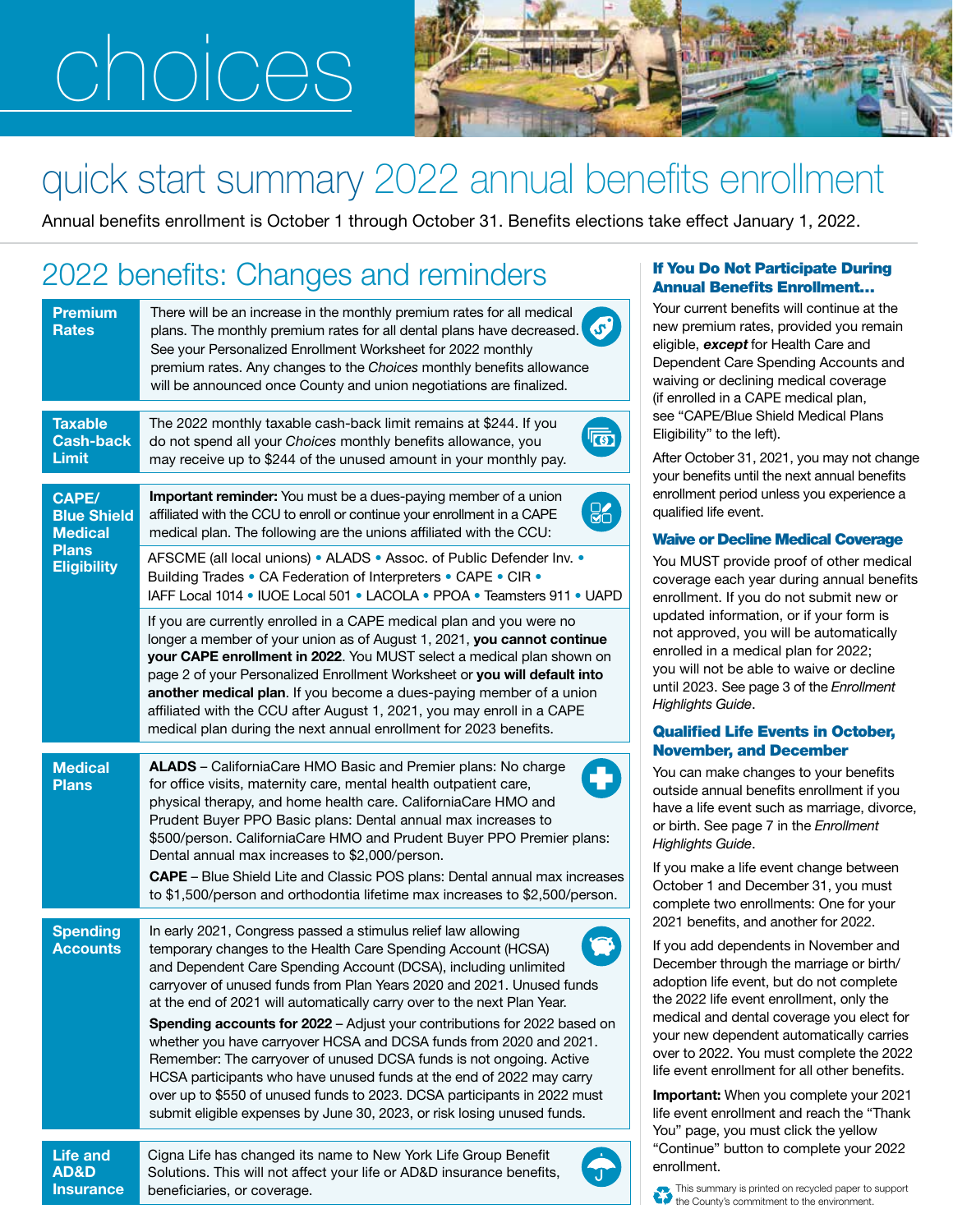# choices

## quick start summary 2022 annual benefits enrollment

Annual benefits enrollment is October 1 through October 31. Benefits elections take effect January 1, 2022.

## 2022 benefits: Changes and reminders

| | |
|---|---|
| **Premium Rates** | There will be an increase in the monthly premium rates for all medical plans. The monthly premium rates for all dental plans have decreased. See your Personalized Enrollment Worksheet for 2022 monthly premium rates. Any changes to the *Choices* monthly benefits allowance will be announced once County and union negotiations are finalized. |
| **Taxable Cash-back Limit** | The 2022 monthly taxable cash-back limit remains at $244. If you do not spend all your *Choices* monthly benefits allowance, you may receive up to $244 of the unused amount in your monthly pay. |
| **CAPE/ Blue Shield Medical Plans Eligibility** | **Important reminder:** You must be a dues-paying member of a union affiliated with the CCU to enroll or continue your enrollment in a CAPE medical plan. The following are the unions affiliated with the CCU:<br><br>AFSCME (all local unions) • ALADS • Assoc. of Public Defender Inv. • Building Trades • CA Federation of Interpreters • CAPE • CIR • IAFF Local 1014 • IUOE Local 501 • LACOLA • PPOA • Teamsters 911 • UAPD<br><br>If you are currently enrolled in a CAPE medical plan and you were no longer a member of your union as of August 1, 2021, **you cannot continue your CAPE enrollment in 2022**. You MUST select a medical plan shown on page 2 of your Personalized Enrollment Worksheet or **you will default into another medical plan**. If you become a dues-paying member of a union affiliated with the CCU after August 1, 2021, you may enroll in a CAPE medical plan during the next annual enrollment for 2023 benefits. |
| **Medical Plans** | **ALADS** – CaliforniaCare HMO Basic and Premier plans: No charge for office visits, maternity care, mental health outpatient care, physical therapy, and home health care. CaliforniaCare HMO and Prudent Buyer PPO Basic plans: Dental annual max increases to $500/person. CaliforniaCare HMO and Prudent Buyer PPO Premier plans: Dental annual max increases to $2,000/person.<br><br>**CAPE** – Blue Shield Lite and Classic POS plans: Dental annual max increases to $1,500/person and orthodontia lifetime max increases to $2,500/person. |
| **Spending Accounts** | In early 2021, Congress passed a stimulus relief law allowing temporary changes to the Health Care Spending Account (HCSA) and Dependent Care Spending Account (DCSA), including unlimited carryover of unused funds from Plan Years 2020 and 2021. Unused funds at the end of 2021 will automatically carry over to the next Plan Year.<br><br>**Spending accounts for 2022** – Adjust your contributions for 2022 based on whether you have carryover HCSA and DCSA funds from 2020 and 2021. Remember: The carryover of unused DCSA funds is not ongoing. Active HCSA participants who have unused funds at the end of 2022 may carry over up to $550 of unused funds to 2023. DCSA participants in 2022 must submit eligible expenses by June 30, 2023, or risk losing unused funds. |
| **Life and AD&D Insurance** | Cigna Life has changed its name to New York Life Group Benefit Solutions. This will not affect your life or AD&D insurance benefits, beneficiaries, or coverage. |

### If You Do Not Participate During Annual Benefits Enrollment...

Your current benefits will continue at the new premium rates, provided you remain eligible, ***except*** for Health Care and Dependent Care Spending Accounts and waiving or declining medical coverage (if enrolled in a CAPE medical plan, see "CAPE/Blue Shield Medical Plans Eligibility" to the left).

After October 31, 2021, you may not change your benefits until the next annual benefits enrollment period unless you experience a qualified life event.

### Waive or Decline Medical Coverage

You MUST provide proof of other medical coverage each year during annual benefits enrollment. If you do not submit new or updated information, or if your form is not approved, you will be automatically enrolled in a medical plan for 2022; you will not be able to waive or decline until 2023. See page 3 of the *Enrollment Highlights Guide*.

### Qualified Life Events in October, November, and December

You can make changes to your benefits outside annual benefits enrollment if you have a life event such as marriage, divorce, or birth. See page 7 in the *Enrollment Highlights Guide*.

If you make a life event change between October 1 and December 31, you must complete two enrollments: One for your 2021 benefits, and another for 2022.

If you add dependents in November and December through the marriage or birth/adoption life event, but do not complete the 2022 life event enrollment, only the medical and dental coverage you elect for your new dependent automatically carries over to 2022. You must complete the 2022 life event enrollment for all other benefits.

**Important:** When you complete your 2021 life event enrollment and reach the "Thank You" page, you must click the yellow "Continue" button to complete your 2022 enrollment.

This summary is printed on recycled paper to support the County's commitment to the environment.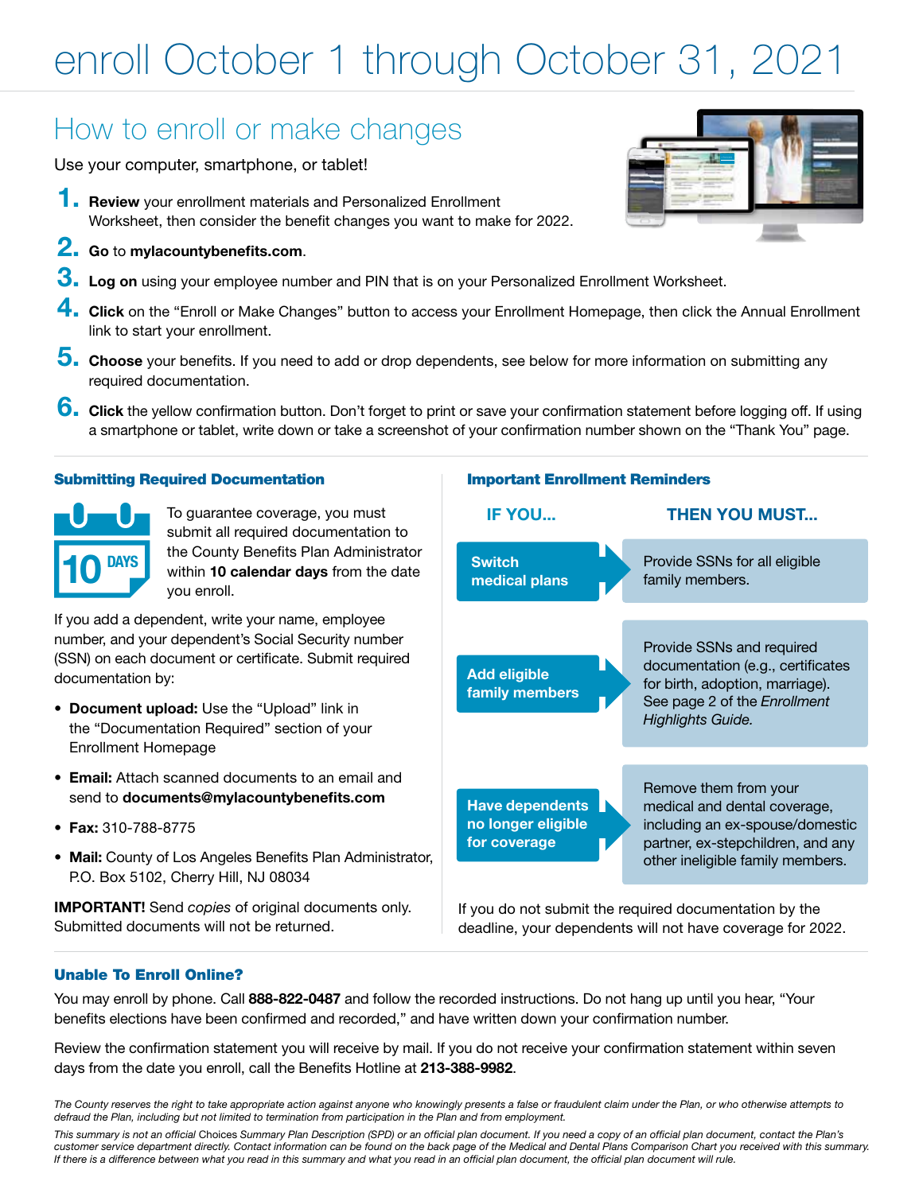# enroll October 1 through October 31, 2021

## How to enroll or make changes

Use your computer, smartphone, or tablet!

1. **Review** your enrollment materials and Personalized Enrollment Worksheet, then consider the benefit changes you want to make for 2022.
2. **Go** to **mylacountybenefits.com**.
3. **Log on** using your employee number and PIN that is on your Personalized Enrollment Worksheet.
4. **Click** on the "Enroll or Make Changes" button to access your Enrollment Homepage, then click the Annual Enrollment link to start your enrollment.
5. **Choose** your benefits. If you need to add or drop dependents, see below for more information on submitting any required documentation.
6. **Click** the yellow confirmation button. Don't forget to print or save your confirmation statement before logging off. If using a smartphone or tablet, write down or take a screenshot of your confirmation number shown on the "Thank You" page.

### Submitting Required Documentation

10 DAYS

To guarantee coverage, you must submit all required documentation to the County Benefits Plan Administrator within **10 calendar days** from the date you enroll.

If you add a dependent, write your name, employee number, and your dependent's Social Security number (SSN) on each document or certificate. Submit required documentation by:

- **Document upload:** Use the "Upload" link in the "Documentation Required" section of your Enrollment Homepage
- **Email:** Attach scanned documents to an email and send to **documents@mylacountybenefits.com**
- **Fax:** 310-788-8775
- **Mail:** County of Los Angeles Benefits Plan Administrator, P.O. Box 5102, Cherry Hill, NJ 08034

**IMPORTANT!** Send *copies* of original documents only. Submitted documents will not be returned.

### Important Enrollment Reminders

| IF YOU... | THEN YOU MUST... |
|---|---|
| Switch medical plans | Provide SSNs for all eligible family members. |
| Add eligible family members | Provide SSNs and required documentation (e.g., certificates for birth, adoption, marriage). See page 2 of the *Enrollment Highlights Guide.* |
| Have dependents no longer eligible for coverage | Remove them from your medical and dental coverage, including an ex-spouse/domestic partner, ex-stepchildren, and any other ineligible family members. |

If you do not submit the required documentation by the deadline, your dependents will not have coverage for 2022.

### Unable To Enroll Online?

You may enroll by phone. Call **888-822-0487** and follow the recorded instructions. Do not hang up until you hear, "Your benefits elections have been confirmed and recorded," and have written down your confirmation number.

Review the confirmation statement you will receive by mail. If you do not receive your confirmation statement within seven days from the date you enroll, call the Benefits Hotline at **213-388-9982**.

*The County reserves the right to take appropriate action against anyone who knowingly presents a false or fraudulent claim under the Plan, or who otherwise attempts to defraud the Plan, including but not limited to termination from participation in the Plan and from employment.*

*This summary is not an official Choices Summary Plan Description (SPD) or an official plan document. If you need a copy of an official plan document, contact the Plan's customer service department directly. Contact information can be found on the back page of the Medical and Dental Plans Comparison Chart you received with this summary. If there is a difference between what you read in this summary and what you read in an official plan document, the official plan document will rule.*